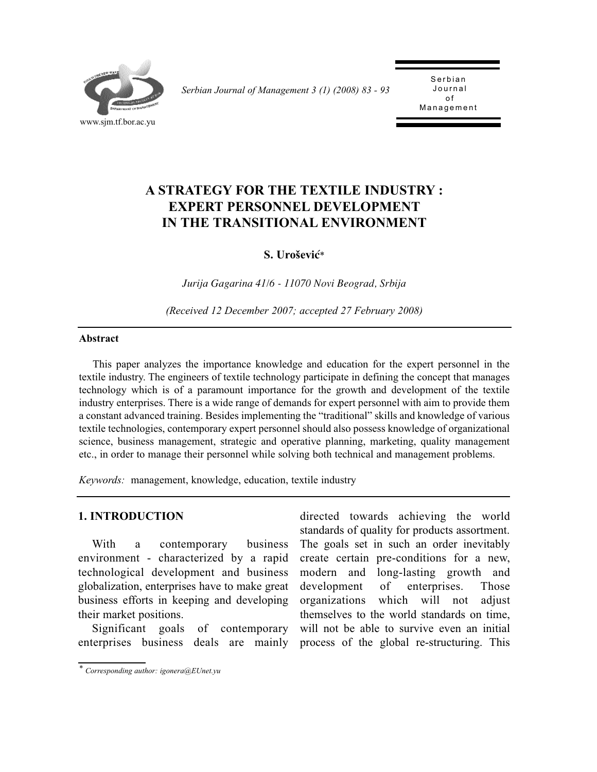# A STRATEGY FOR THE TEXTILE INDUSTRY : EXPERT PERSONNEL DEVELOPMENT IN THE TRANSITIONAL ENVIRONMENT

**S. Urošević***

*Jurija Gagarina 41/6 - 11070 Novi Beograd, Srbija*

*(Received 12 December 2007; accepted 27 February 2008)*

---

**Abstract**

This paper analyzes the importance knowledge and education for the expert personnel in the textile industry. The engineers of textile technology participate in defining the concept that manages technology which is of a paramount importance for the growth and development of the textile industry enterprises. There is a wide range of demands for expert personnel with aim to provide them a constant advanced training. Besides implementing the "traditional" skills and knowledge of various textile technologies, contemporary expert personnel should also possess knowledge of organizational science, business management, strategic and operative planning, marketing, quality management etc., in order to manage their personnel while solving both technical and management problems.

*Keywords:* management, knowledge, education, textile industry

---

## 1. INTRODUCTION

With a contemporary business environment - characterized by a rapid technological development and business globalization, enterprises have to make great business efforts in keeping and developing their market positions.

Significant goals of contemporary enterprises business deals are mainly directed towards achieving the world standards of quality for products assortment. The goals set in such an order inevitably create certain pre-conditions for a new, modern and long-lasting growth and development of enterprises. Those organizations which will not adjust themselves to the world standards on time, will not be able to survive even an initial process of the global re-structuring. This

---

* *Corresponding author: igonera@EUnet.yu*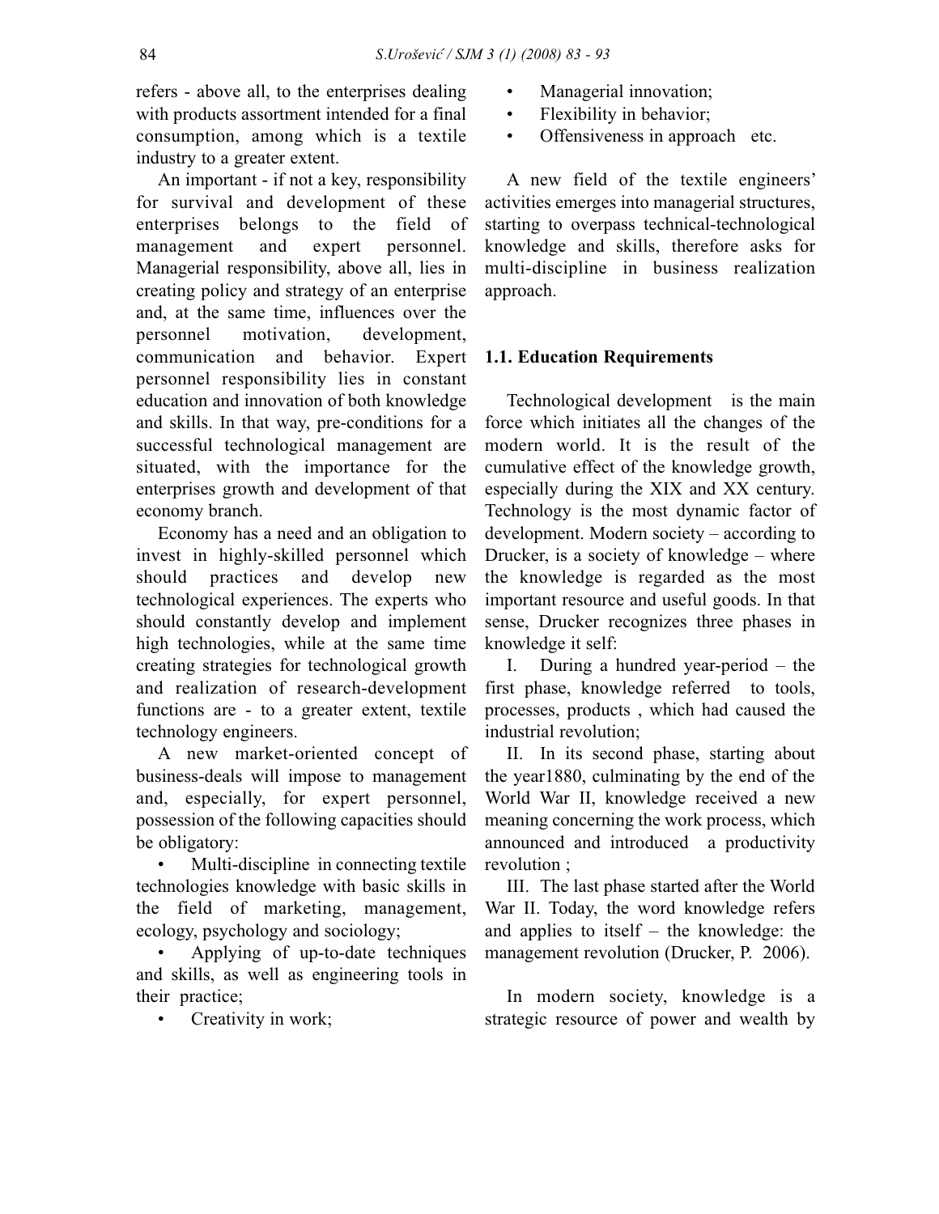refers - above all, to the enterprises dealing with products assortment intended for a final consumption, among which is a textile industry to a greater extent.

An important - if not a key, responsibility for survival and development of these enterprises belongs to the field of management and expert personnel. Managerial responsibility, above all, lies in creating policy and strategy of an enterprise and, at the same time, influences over the personnel motivation, development, communication and behavior. Expert personnel responsibility lies in constant education and innovation of both knowledge and skills. In that way, pre-conditions for a successful technological management are situated, with the importance for the enterprises growth and development of that economy branch.

Economy has a need and an obligation to invest in highly-skilled personnel which should practices and develop new technological experiences. The experts who should constantly develop and implement high technologies, while at the same time creating strategies for technological growth and realization of research-development functions are - to a greater extent, textile technology engineers.

A new market-oriented concept of business-deals will impose to management and, especially, for expert personnel, possession of the following capacities should be obligatory:

- Multi-discipline in connecting textile technologies knowledge with basic skills in the field of marketing, management, ecology, psychology and sociology;
- Applying of up-to-date techniques and skills, as well as engineering tools in their practice;
- Creativity in work;
- Managerial innovation;
- Flexibility in behavior;
- Offensiveness in approach etc.

A new field of the textile engineers' activities emerges into managerial structures, starting to overpass technical-technological knowledge and skills, therefore asks for multi-discipline in business realization approach.

## 1.1. Education Requirements

Technological development is the main force which initiates all the changes of the modern world. It is the result of the cumulative effect of the knowledge growth, especially during the XIX and XX century. Technology is the most dynamic factor of development. Modern society – according to Drucker, is a society of knowledge – where the knowledge is regarded as the most important resource and useful goods. In that sense, Drucker recognizes three phases in knowledge it self:

I. During a hundred year-period – the first phase, knowledge referred to tools, processes, products , which had caused the industrial revolution;

II. In its second phase, starting about the year1880, culminating by the end of the World War II, knowledge received a new meaning concerning the work process, which announced and introduced a productivity revolution ;

III. The last phase started after the World War II. Today, the word knowledge refers and applies to itself – the knowledge: the management revolution (Drucker, P. 2006).

In modern society, knowledge is a strategic resource of power and wealth by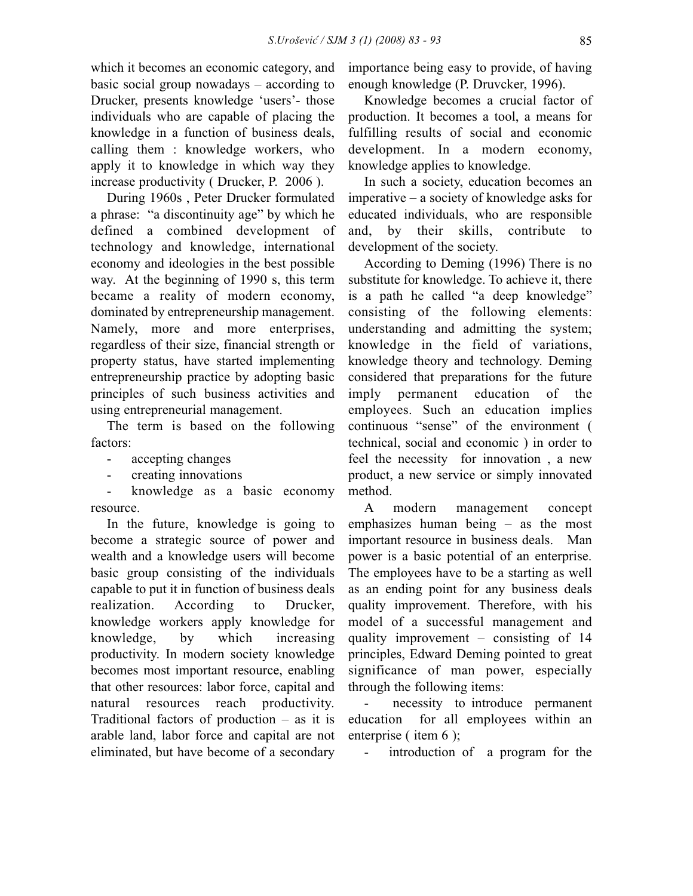which it becomes an economic category, and basic social group nowadays – according to Drucker, presents knowledge 'users'- those individuals who are capable of placing the knowledge in a function of business deals, calling them : knowledge workers, who apply it to knowledge in which way they increase productivity ( Drucker, P. 2006 ).

During 1960s , Peter Drucker formulated a phrase: "a discontinuity age" by which he defined a combined development of technology and knowledge, international economy and ideologies in the best possible way. At the beginning of 1990 s, this term became a reality of modern economy, dominated by entrepreneurship management. Namely, more and more enterprises, regardless of their size, financial strength or property status, have started implementing entrepreneurship practice by adopting basic principles of such business activities and using entrepreneurial management.

The term is based on the following factors:

- accepting changes
- creating innovations
- knowledge as a basic economy resource.

In the future, knowledge is going to become a strategic source of power and wealth and a knowledge users will become basic group consisting of the individuals capable to put it in function of business deals realization. According to Drucker, knowledge workers apply knowledge for knowledge, by which increasing productivity. In modern society knowledge becomes most important resource, enabling that other resources: labor force, capital and natural resources reach productivity. Traditional factors of production – as it is arable land, labor force and capital are not eliminated, but have become of a secondary importance being easy to provide, of having enough knowledge (P. Druvcker, 1996).

Knowledge becomes a crucial factor of production. It becomes a tool, a means for fulfilling results of social and economic development. In a modern economy, knowledge applies to knowledge.

In such a society, education becomes an imperative – a society of knowledge asks for educated individuals, who are responsible and, by their skills, contribute to development of the society.

According to Deming (1996) There is no substitute for knowledge. To achieve it, there is a path he called "a deep knowledge" consisting of the following elements: understanding and admitting the system; knowledge in the field of variations, knowledge theory and technology. Deming considered that preparations for the future imply permanent education of the employees. Such an education implies continuous "sense" of the environment ( technical, social and economic ) in order to feel the necessity for innovation , a new product, a new service or simply innovated method.

A modern management concept emphasizes human being – as the most important resource in business deals. Man power is a basic potential of an enterprise. The employees have to be a starting as well as an ending point for any business deals quality improvement. Therefore, with his model of a successful management and quality improvement – consisting of 14 principles, Edward Deming pointed to great significance of man power, especially through the following items:

- necessity to introduce permanent education for all employees within an enterprise ( item 6 );
- introduction of a program for the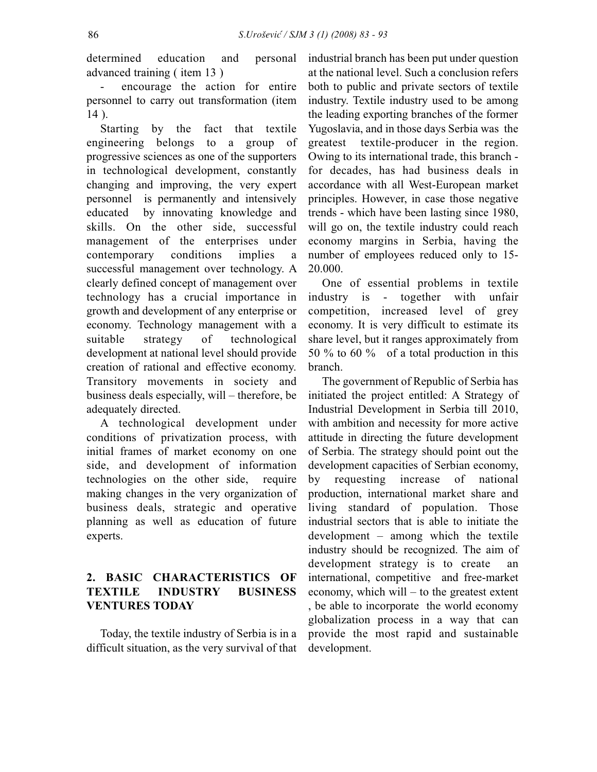determined education and personal advanced training ( item 13 )

- encourage the action for entire personnel to carry out transformation (item 14 ).

Starting by the fact that textile engineering belongs to a group of progressive sciences as one of the supporters in technological development, constantly changing and improving, the very expert personnel is permanently and intensively educated by innovating knowledge and skills. On the other side, successful management of the enterprises under contemporary conditions implies a successful management over technology. A clearly defined concept of management over technology has a crucial importance in growth and development of any enterprise or economy. Technology management with a suitable strategy of technological development at national level should provide creation of rational and effective economy. Transitory movements in society and business deals especially, will – therefore, be adequately directed.

A technological development under conditions of privatization process, with initial frames of market economy on one side, and development of information technologies on the other side, require making changes in the very organization of business deals, strategic and operative planning as well as education of future experts.

## 2. BASIC CHARACTERISTICS OF TEXTILE INDUSTRY BUSINESS VENTURES TODAY

Today, the textile industry of Serbia is in a difficult situation, as the very survival of that industrial branch has been put under question at the national level. Such a conclusion refers both to public and private sectors of textile industry. Textile industry used to be among the leading exporting branches of the former Yugoslavia, and in those days Serbia was the greatest textile-producer in the region. Owing to its international trade, this branch - for decades, has had business deals in accordance with all West-European market principles. However, in case those negative trends - which have been lasting since 1980, will go on, the textile industry could reach economy margins in Serbia, having the number of employees reduced only to 15-20.000.

One of essential problems in textile industry is - together with unfair competition, increased level of grey economy. It is very difficult to estimate its share level, but it ranges approximately from 50 % to 60 % of a total production in this branch.

The government of Republic of Serbia has initiated the project entitled: A Strategy of Industrial Development in Serbia till 2010, with ambition and necessity for more active attitude in directing the future development of Serbia. The strategy should point out the development capacities of Serbian economy, by requesting increase of national production, international market share and living standard of population. Those industrial sectors that is able to initiate the development – among which the textile industry should be recognized. The aim of development strategy is to create an international, competitive and free-market economy, which will – to the greatest extent , be able to incorporate the world economy globalization process in a way that can provide the most rapid and sustainable development.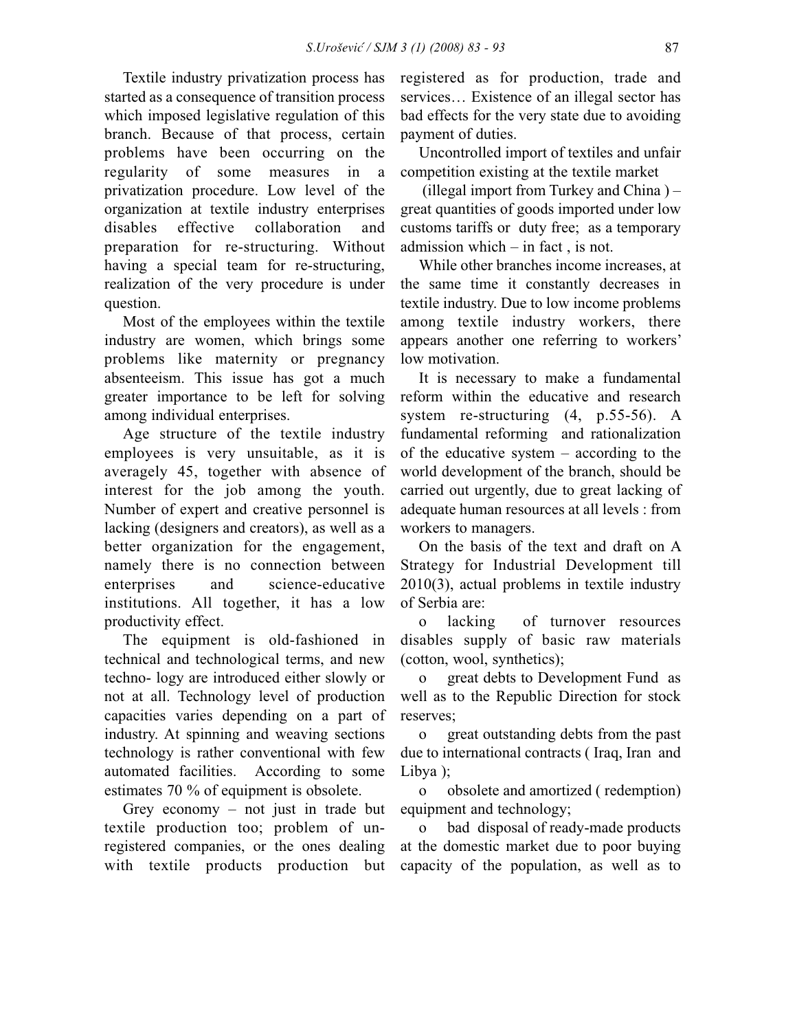Textile industry privatization process has started as a consequence of transition process which imposed legislative regulation of this branch. Because of that process, certain problems have been occurring on the regularity of some measures in a privatization procedure. Low level of the organization at textile industry enterprises disables effective collaboration and preparation for re-structuring. Without having a special team for re-structuring, realization of the very procedure is under question.

Most of the employees within the textile industry are women, which brings some problems like maternity or pregnancy absenteeism. This issue has got a much greater importance to be left for solving among individual enterprises.

Age structure of the textile industry employees is very unsuitable, as it is averagely 45, together with absence of interest for the job among the youth. Number of expert and creative personnel is lacking (designers and creators), as well as a better organization for the engagement, namely there is no connection between enterprises and science-educative institutions. All together, it has a low productivity effect.

The equipment is old-fashioned in technical and technological terms, and new techno- logy are introduced either slowly or not at all. Technology level of production capacities varies depending on a part of industry. At spinning and weaving sections technology is rather conventional with few automated facilities. According to some estimates 70 % of equipment is obsolete.

Grey economy – not just in trade but textile production too; problem of un-registered companies, or the ones dealing with textile products production but registered as for production, trade and services… Existence of an illegal sector has bad effects for the very state due to avoiding payment of duties.

Uncontrolled import of textiles and unfair competition existing at the textile market (illegal import from Turkey and China ) – great quantities of goods imported under low customs tariffs or duty free; as a temporary admission which – in fact , is not.

While other branches income increases, at the same time it constantly decreases in textile industry. Due to low income problems among textile industry workers, there appears another one referring to workers' low motivation.

It is necessary to make a fundamental reform within the educative and research system re-structuring (4, p.55-56). A fundamental reforming and rationalization of the educative system – according to the world development of the branch, should be carried out urgently, due to great lacking of adequate human resources at all levels : from workers to managers.

On the basis of the text and draft on A Strategy for Industrial Development till 2010(3), actual problems in textile industry of Serbia are:

- lacking of turnover resources disables supply of basic raw materials (cotton, wool, synthetics);
- great debts to Development Fund as well as to the Republic Direction for stock reserves;
- great outstanding debts from the past due to international contracts ( Iraq, Iran and Libya );
- obsolete and amortized ( redemption) equipment and technology;
- bad disposal of ready-made products at the domestic market due to poor buying capacity of the population, as well as to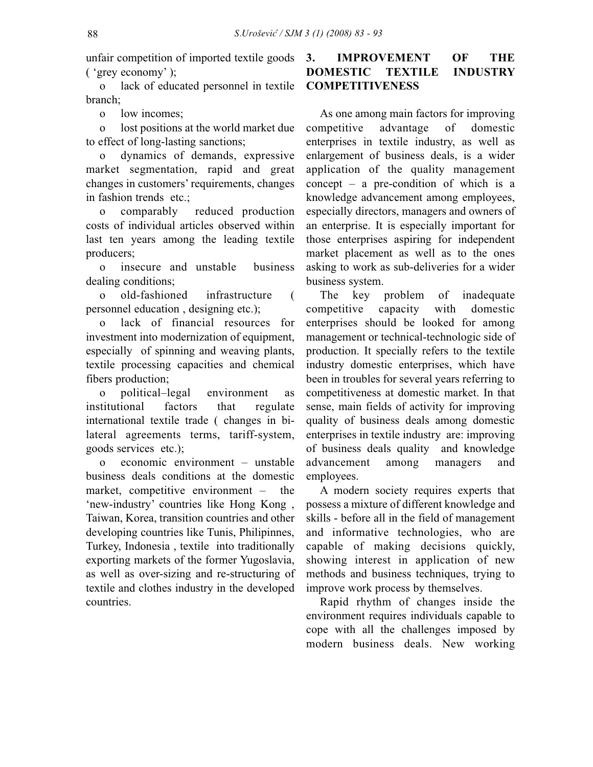unfair competition of imported textile goods ( 'grey economy' );

- lack of educated personnel in textile branch;
- low incomes;
- lost positions at the world market due to effect of long-lasting sanctions;
- dynamics of demands, expressive market segmentation, rapid and great changes in customers' requirements, changes in fashion trends etc.;
- comparably reduced production costs of individual articles observed within last ten years among the leading textile producers;
- insecure and unstable business dealing conditions;
- old-fashioned infrastructure ( personnel education , designing etc.);
- lack of financial resources for investment into modernization of equipment, especially of spinning and weaving plants, textile processing capacities and chemical fibers production;
- political–legal environment as institutional factors that regulate international textile trade ( changes in bi-lateral agreements terms, tariff-system, goods services etc.);
- economic environment – unstable business deals conditions at the domestic market, competitive environment – the 'new-industry' countries like Hong Kong , Taiwan, Korea, transition countries and other developing countries like Tunis, Philipinnes, Turkey, Indonesia , textile into traditionally exporting markets of the former Yugoslavia, as well as over-sizing and re-structuring of textile and clothes industry in the developed countries.

## 3. IMPROVEMENT OF THE DOMESTIC TEXTILE INDUSTRY COMPETITIVENESS

As one among main factors for improving competitive advantage of domestic enterprises in textile industry, as well as enlargement of business deals, is a wider application of the quality management concept – a pre-condition of which is a knowledge advancement among employees, especially directors, managers and owners of an enterprise. It is especially important for those enterprises aspiring for independent market placement as well as to the ones asking to work as sub-deliveries for a wider business system.

The key problem of inadequate competitive capacity with domestic enterprises should be looked for among management or technical-technologic side of production. It specially refers to the textile industry domestic enterprises, which have been in troubles for several years referring to competitiveness at domestic market. In that sense, main fields of activity for improving quality of business deals among domestic enterprises in textile industry are: improving of business deals quality and knowledge advancement among managers and employees.

A modern society requires experts that possess a mixture of different knowledge and skills - before all in the field of management and informative technologies, who are capable of making decisions quickly, showing interest in application of new methods and business techniques, trying to improve work process by themselves.

Rapid rhythm of changes inside the environment requires individuals capable to cope with all the challenges imposed by modern business deals. New working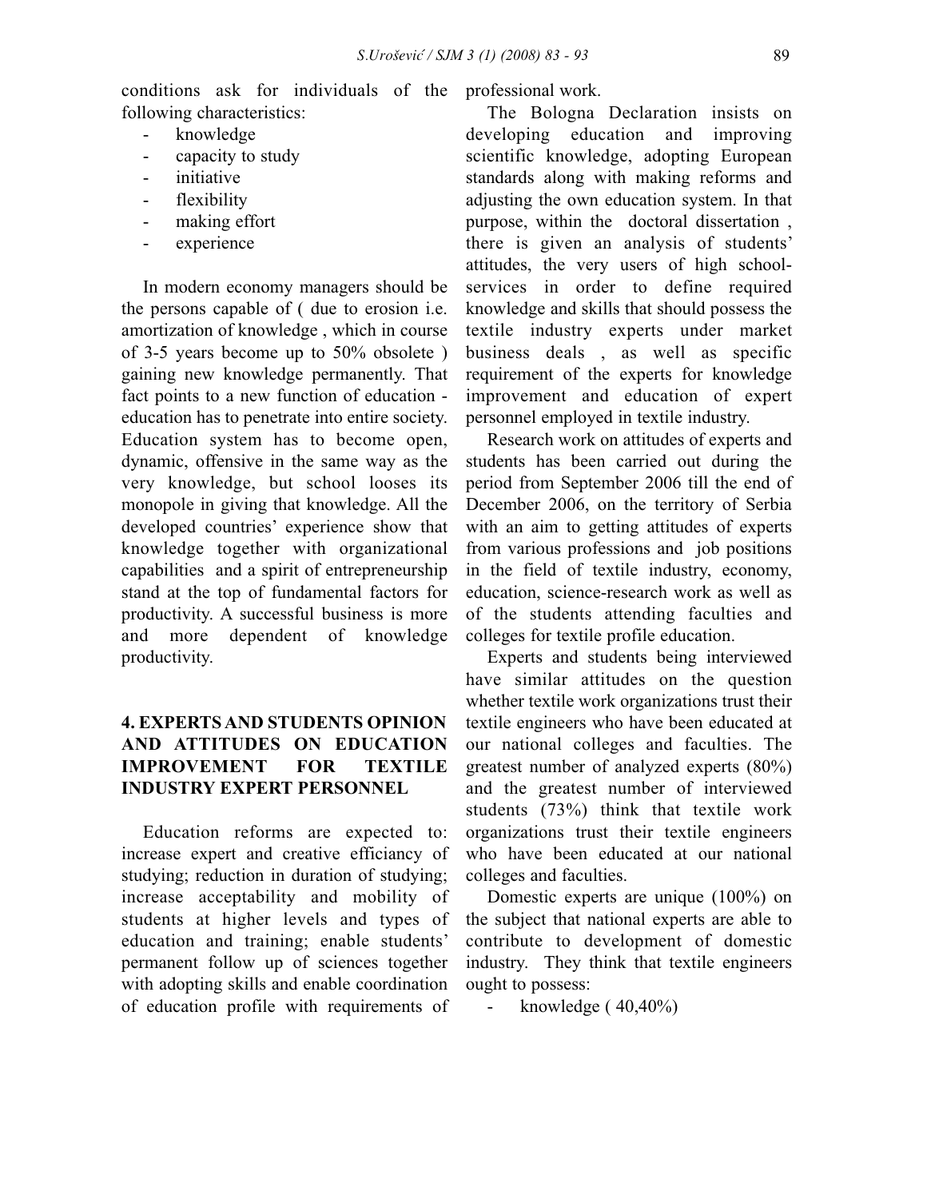conditions ask for individuals of the following characteristics:

- knowledge
- capacity to study
- initiative
- flexibility
- making effort
- experience

In modern economy managers should be the persons capable of ( due to erosion i.e. amortization of knowledge , which in course of 3-5 years become up to 50% obsolete ) gaining new knowledge permanently. That fact points to a new function of education - education has to penetrate into entire society. Education system has to become open, dynamic, offensive in the same way as the very knowledge, but school looses its monopole in giving that knowledge. All the developed countries' experience show that knowledge together with organizational capabilities and a spirit of entrepreneurship stand at the top of fundamental factors for productivity. A successful business is more and more dependent of knowledge productivity.

## 4. EXPERTS AND STUDENTS OPINION AND ATTITUDES ON EDUCATION IMPROVEMENT FOR TEXTILE INDUSTRY EXPERT PERSONNEL

Education reforms are expected to: increase expert and creative efficiancy of studying; reduction in duration of studying; increase acceptability and mobility of students at higher levels and types of education and training; enable students' permanent follow up of sciences together with adopting skills and enable coordination of education profile with requirements of professional work.

The Bologna Declaration insists on developing education and improving scientific knowledge, adopting European standards along with making reforms and adjusting the own education system. In that purpose, within the doctoral dissertation , there is given an analysis of students' attitudes, the very users of high school-services in order to define required knowledge and skills that should possess the textile industry experts under market business deals , as well as specific requirement of the experts for knowledge improvement and education of expert personnel employed in textile industry.

Research work on attitudes of experts and students has been carried out during the period from September 2006 till the end of December 2006, on the territory of Serbia with an aim to getting attitudes of experts from various professions and job positions in the field of textile industry, economy, education, science-research work as well as of the students attending faculties and colleges for textile profile education.

Experts and students being interviewed have similar attitudes on the question whether textile work organizations trust their textile engineers who have been educated at our national colleges and faculties. The greatest number of analyzed experts (80%) and the greatest number of interviewed students (73%) think that textile work organizations trust their textile engineers who have been educated at our national colleges and faculties.

Domestic experts are unique (100%) on the subject that national experts are able to contribute to development of domestic industry. They think that textile engineers ought to possess:

- knowledge ( 40,40%)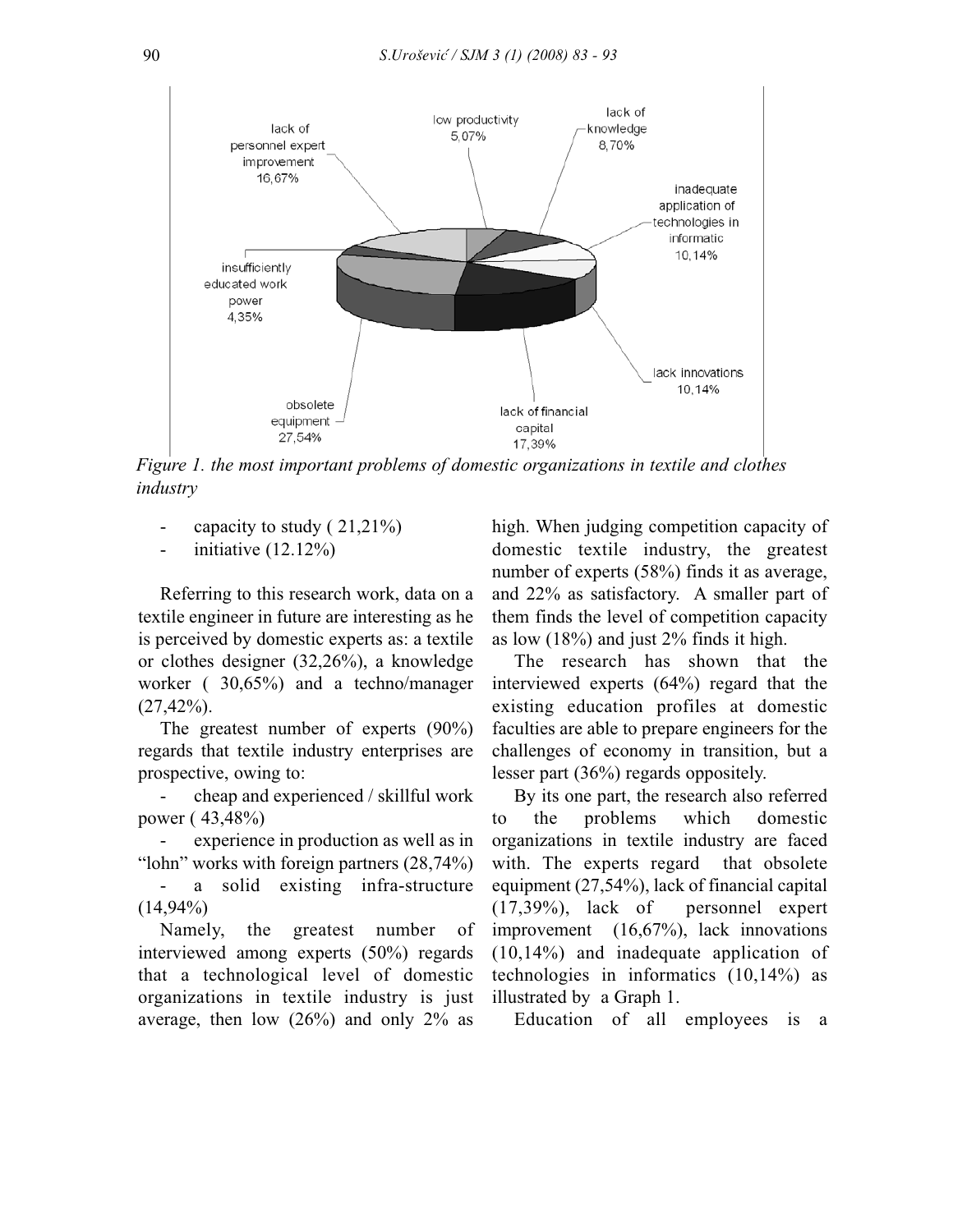*Figure 1. the most important problems of domestic organizations in textile and clothes industry*

- capacity to study ( 21,21%)
- initiative (12.12%)

Referring to this research work, data on a textile engineer in future are interesting as he is perceived by domestic experts as: a textile or clothes designer (32,26%), a knowledge worker ( 30,65%) and a techno/manager (27,42%).

The greatest number of experts (90%) regards that textile industry enterprises are prospective, owing to:

- cheap and experienced / skillful work power ( 43,48%)
- experience in production as well as in "lohn" works with foreign partners (28,74%)
- a solid existing infra-structure (14,94%)

Namely, the greatest number of interviewed among experts (50%) regards that a technological level of domestic organizations in textile industry is just average, then low (26%) and only 2% as high. When judging competition capacity of domestic textile industry, the greatest number of experts (58%) finds it as average, and 22% as satisfactory. A smaller part of them finds the level of competition capacity as low (18%) and just 2% finds it high.

The research has shown that the interviewed experts (64%) regard that the existing education profiles at domestic faculties are able to prepare engineers for the challenges of economy in transition, but a lesser part (36%) regards oppositely.

By its one part, the research also referred to the problems which domestic organizations in textile industry are faced with. The experts regard that obsolete equipment (27,54%), lack of financial capital (17,39%), lack of personnel expert improvement (16,67%), lack innovations (10,14%) and inadequate application of technologies in informatics (10,14%) as illustrated by a Graph 1.

Education of all employees is a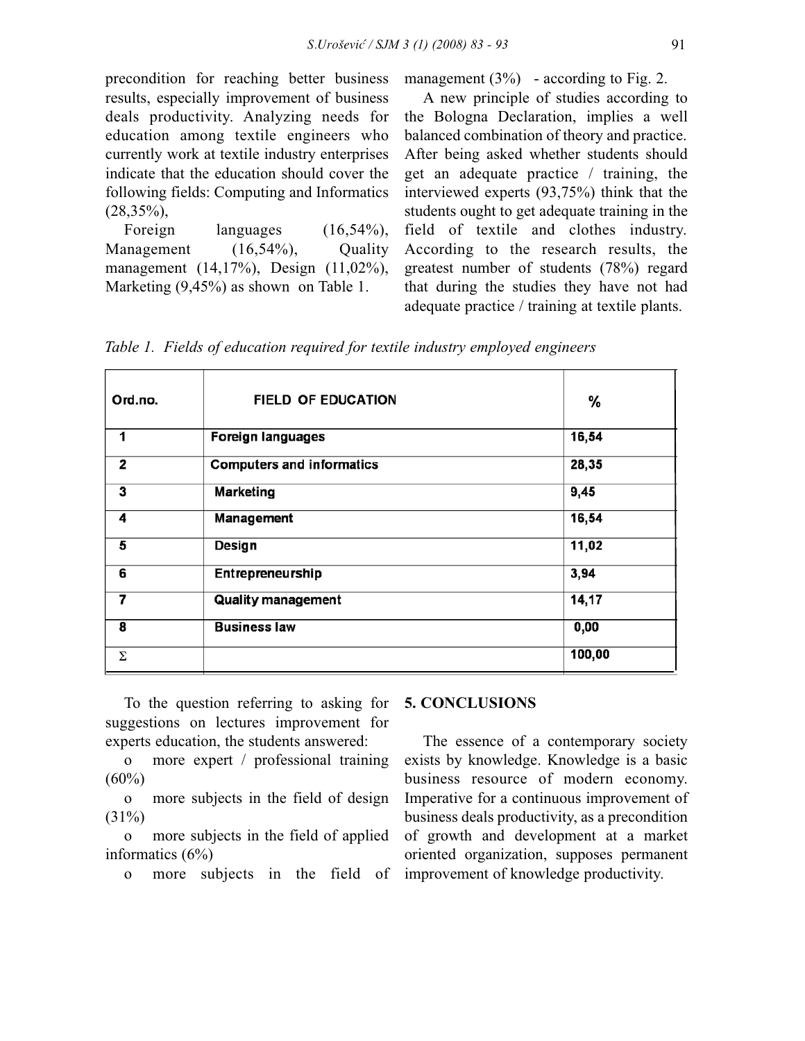precondition for reaching better business results, especially improvement of business deals productivity. Analyzing needs for education among textile engineers who currently work at textile industry enterprises indicate that the education should cover the following fields: Computing and Informatics (28,35%),

Foreign languages (16,54%), Management (16,54%), Quality management (14,17%), Design (11,02%), Marketing (9,45%) as shown on Table 1.

management (3%) - according to Fig. 2.

A new principle of studies according to the Bologna Declaration, implies a well balanced combination of theory and practice. After being asked whether students should get an adequate practice / training, the interviewed experts (93,75%) think that the students ought to get adequate training in the field of textile and clothes industry. According to the research results, the greatest number of students (78%) regard that during the studies they have not had adequate practice / training at textile plants.

*Table 1. Fields of education required for textile industry employed engineers*

| Ord.no. | FIELD OF EDUCATION | % |
|---|---|---|
| 1 | Foreign languages | 16,54 |
| 2 | Computers and informatics | 28,35 |
| 3 | Marketing | 9,45 |
| 4 | Management | 16,54 |
| 5 | Design | 11,02 |
| 6 | Entrepreneurship | 3,94 |
| 7 | Quality management | 14,17 |
| 8 | Business law | 0,00 |
| Σ | | 100,00 |

To the question referring to asking for suggestions on lectures improvement for experts education, the students answered:

- more expert / professional training (60%)
- more subjects in the field of design (31%)
- more subjects in the field of applied informatics (6%)
- more subjects in the field of

## 5. CONCLUSIONS

The essence of a contemporary society exists by knowledge. Knowledge is a basic business resource of modern economy. Imperative for a continuous improvement of business deals productivity, as a precondition of growth and development at a market oriented organization, supposes permanent improvement of knowledge productivity.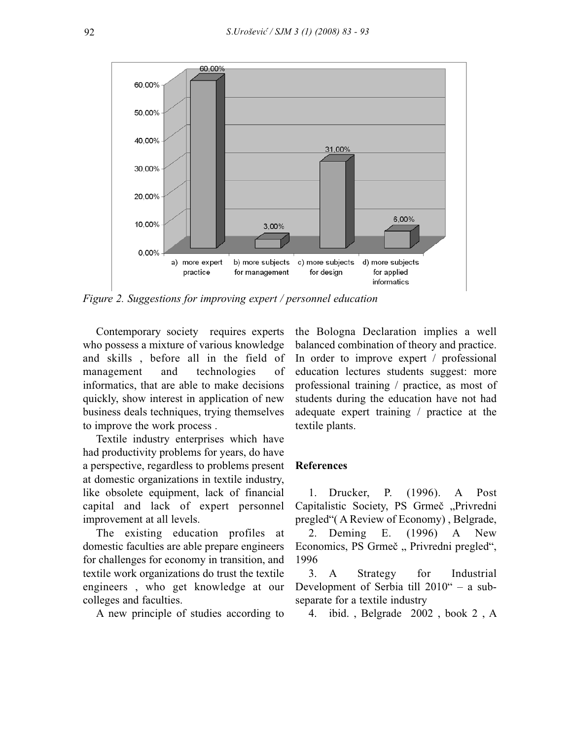Figure 2. Suggestions for improving expert / personnel education

Contemporary society requires experts who possess a mixture of various knowledge and skills , before all in the field of management and technologies of informatics, that are able to make decisions quickly, show interest in application of new business deals techniques, trying themselves to improve the work process .

Textile industry enterprises which have had productivity problems for years, do have a perspective, regardless to problems present at domestic organizations in textile industry, like obsolete equipment, lack of financial capital and lack of expert personnel improvement at all levels.

The existing education profiles at domestic faculties are able prepare engineers for challenges for economy in transition, and textile work organizations do trust the textile engineers , who get knowledge at our colleges and faculties.

A new principle of studies according to the Bologna Declaration implies a well balanced combination of theory and practice. In order to improve expert / professional education lectures students suggest: more professional training / practice, as most of students during the education have not had adequate expert training / practice at the textile plants.

## References

1. Drucker, P. (1996). A Post Capitalistic Society, PS Grmeč „Privredni pregled"( A Review of Economy) , Belgrade,
2. Deming E. (1996) A New Economics, PS Grmeč „ Privredni pregled", 1996
3. A Strategy for Industrial Development of Serbia till 2010" – a sub-separate for a textile industry
4. ibid. , Belgrade 2002 , book 2 , A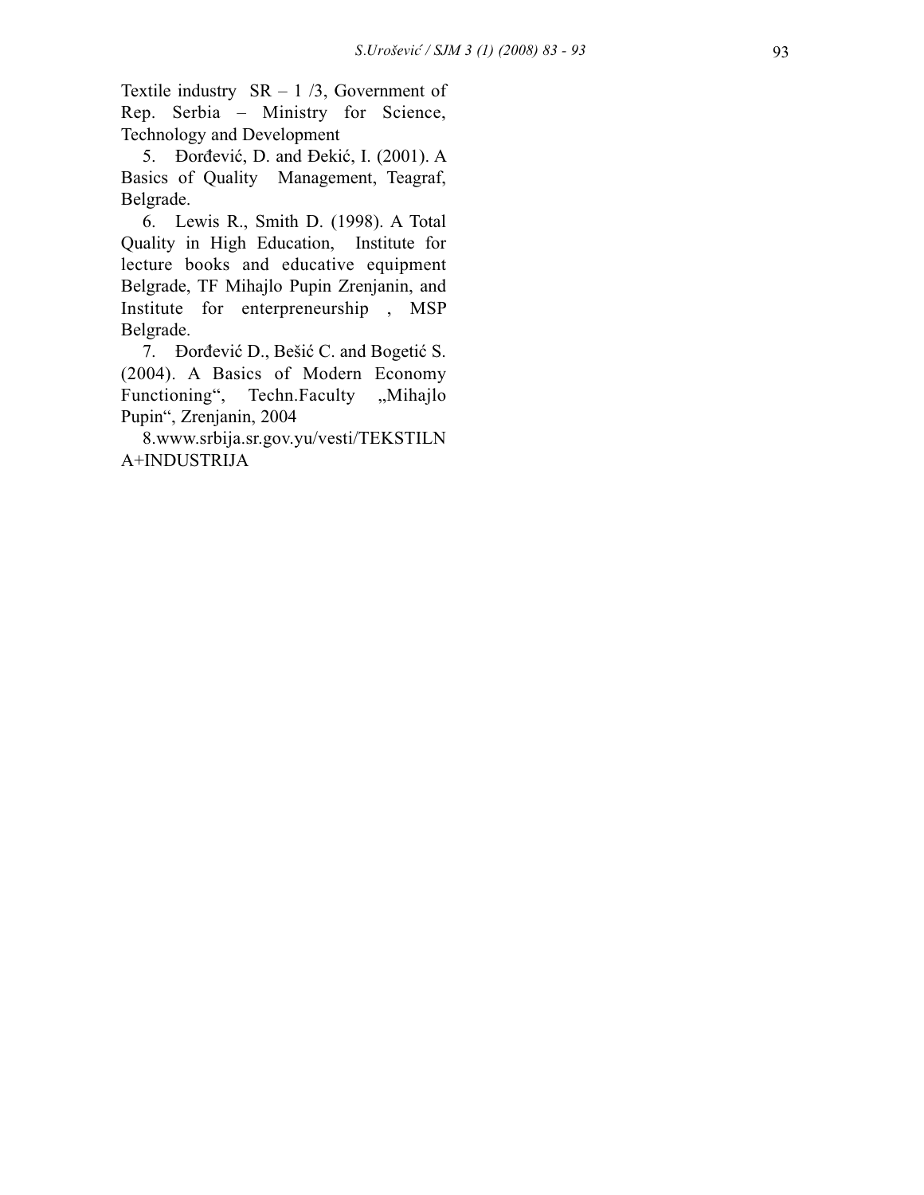Textile industry SR – 1 /3, Government of Rep. Serbia – Ministry for Science, Technology and Development

5. Đorđević, D. and Đekić, I. (2001). A Basics of Quality Management, Teagraf, Belgrade.

6. Lewis R., Smith D. (1998). A Total Quality in High Education, Institute for lecture books and educative equipment Belgrade, TF Mihajlo Pupin Zrenjanin, and Institute for enterpreneurship , MSP Belgrade.

7. Đorđević D., Bešić C. and Bogetić S. (2004). A Basics of Modern Economy Functioning", Techn.Faculty „Mihajlo Pupin", Zrenjanin, 2004

8.www.srbija.sr.gov.yu/vesti/TEKSTILNA+INDUSTRIJA